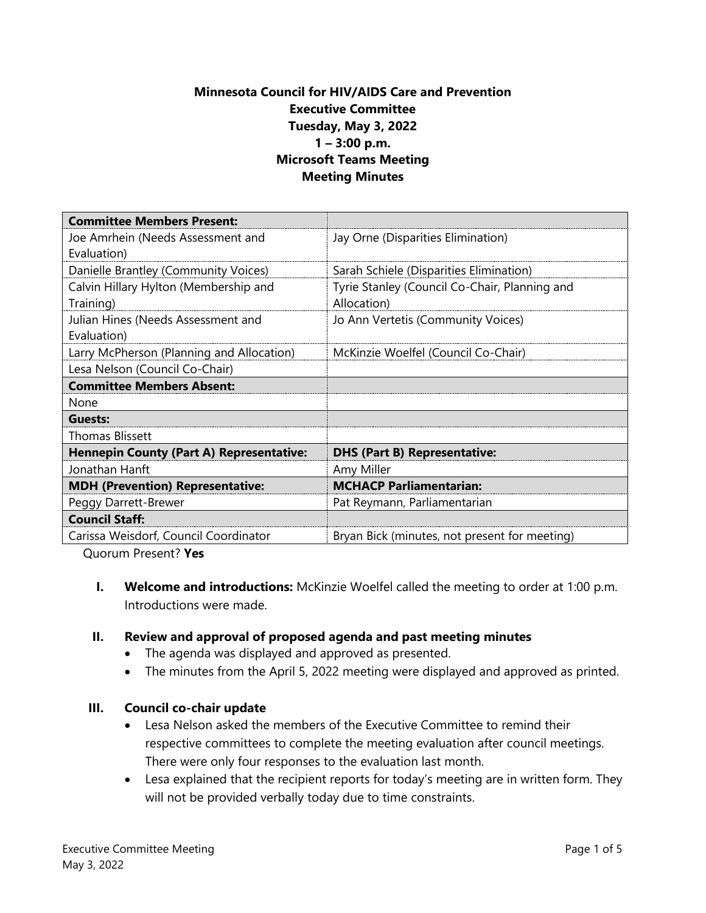# Minnesota Council for HIV/AIDS Care and Prevention
## Executive Committee
## Tuesday, May 3, 2022
## 1 – 3:00 p.m.
## Microsoft Teams Meeting
## Meeting Minutes

| **Committee Members Present:** | |
|---|---|
| Joe Amrhein (Needs Assessment and Evaluation) | Jay Orne (Disparities Elimination) |
| Danielle Brantley (Community Voices) | Sarah Schiele (Disparities Elimination) |
| Calvin Hillary Hylton (Membership and Training) | Tyrie Stanley (Council Co-Chair, Planning and Allocation) |
| Julian Hines (Needs Assessment and Evaluation) | Jo Ann Vertetis (Community Voices) |
| Larry McPherson (Planning and Allocation) | McKinzie Woelfel (Council Co-Chair) |
| Lesa Nelson (Council Co-Chair) | |
| **Committee Members Absent:** | |
| None | |
| **Guests:** | |
| Thomas Blissett | |
| **Hennepin County (Part A) Representative:** | **DHS (Part B) Representative:** |
| Jonathan Hanft | Amy Miller |
| **MDH (Prevention) Representative:** | **MCHACP Parliamentarian:** |
| Peggy Darrett-Brewer | Pat Reymann, Parliamentarian |
| **Council Staff:** | |
| Carissa Weisdorf, Council Coordinator | Bryan Bick (minutes, not present for meeting) |

Quorum Present? **Yes**

**I. Welcome and introductions:** McKinzie Woelfel called the meeting to order at 1:00 p.m. Introductions were made.

**II. Review and approval of proposed agenda and past meeting minutes**

- The agenda was displayed and approved as presented.
- The minutes from the April 5, 2022 meeting were displayed and approved as printed.

**III. Council co-chair update**

- Lesa Nelson asked the members of the Executive Committee to remind their respective committees to complete the meeting evaluation after council meetings. There were only four responses to the evaluation last month.
- Lesa explained that the recipient reports for today's meeting are in written form. They will not be provided verbally today due to time constraints.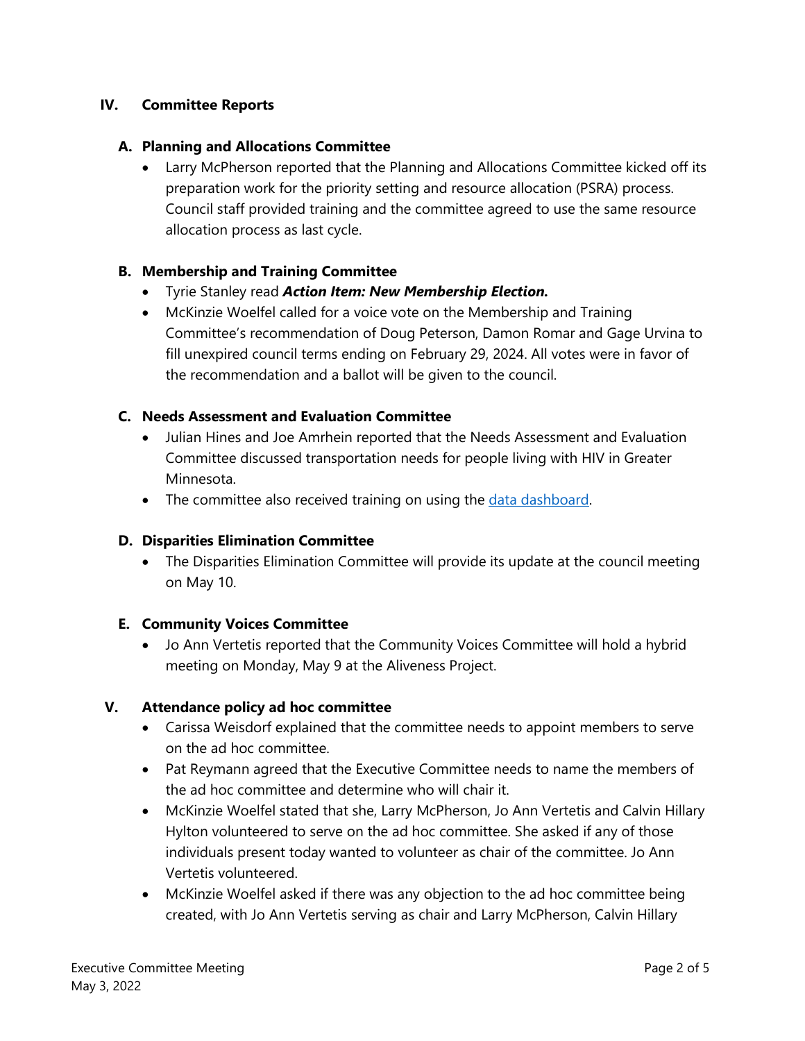## IV. Committee Reports

### A. Planning and Allocations Committee

- Larry McPherson reported that the Planning and Allocations Committee kicked off its preparation work for the priority setting and resource allocation (PSRA) process. Council staff provided training and the committee agreed to use the same resource allocation process as last cycle.

### B. Membership and Training Committee

- Tyrie Stanley read ***Action Item: New Membership Election.***
- McKinzie Woelfel called for a voice vote on the Membership and Training Committee's recommendation of Doug Peterson, Damon Romar and Gage Urvina to fill unexpired council terms ending on February 29, 2024. All votes were in favor of the recommendation and a ballot will be given to the council.

### C. Needs Assessment and Evaluation Committee

- Julian Hines and Joe Amrhein reported that the Needs Assessment and Evaluation Committee discussed transportation needs for people living with HIV in Greater Minnesota.
- The committee also received training on using the [data dashboard].

### D. Disparities Elimination Committee

- The Disparities Elimination Committee will provide its update at the council meeting on May 10.

### E. Community Voices Committee

- Jo Ann Vertetis reported that the Community Voices Committee will hold a hybrid meeting on Monday, May 9 at the Aliveness Project.

## V. Attendance policy ad hoc committee

- Carissa Weisdorf explained that the committee needs to appoint members to serve on the ad hoc committee.
- Pat Reymann agreed that the Executive Committee needs to name the members of the ad hoc committee and determine who will chair it.
- McKinzie Woelfel stated that she, Larry McPherson, Jo Ann Vertetis and Calvin Hillary Hylton volunteered to serve on the ad hoc committee. She asked if any of those individuals present today wanted to volunteer as chair of the committee. Jo Ann Vertetis volunteered.
- McKinzie Woelfel asked if there was any objection to the ad hoc committee being created, with Jo Ann Vertetis serving as chair and Larry McPherson, Calvin Hillary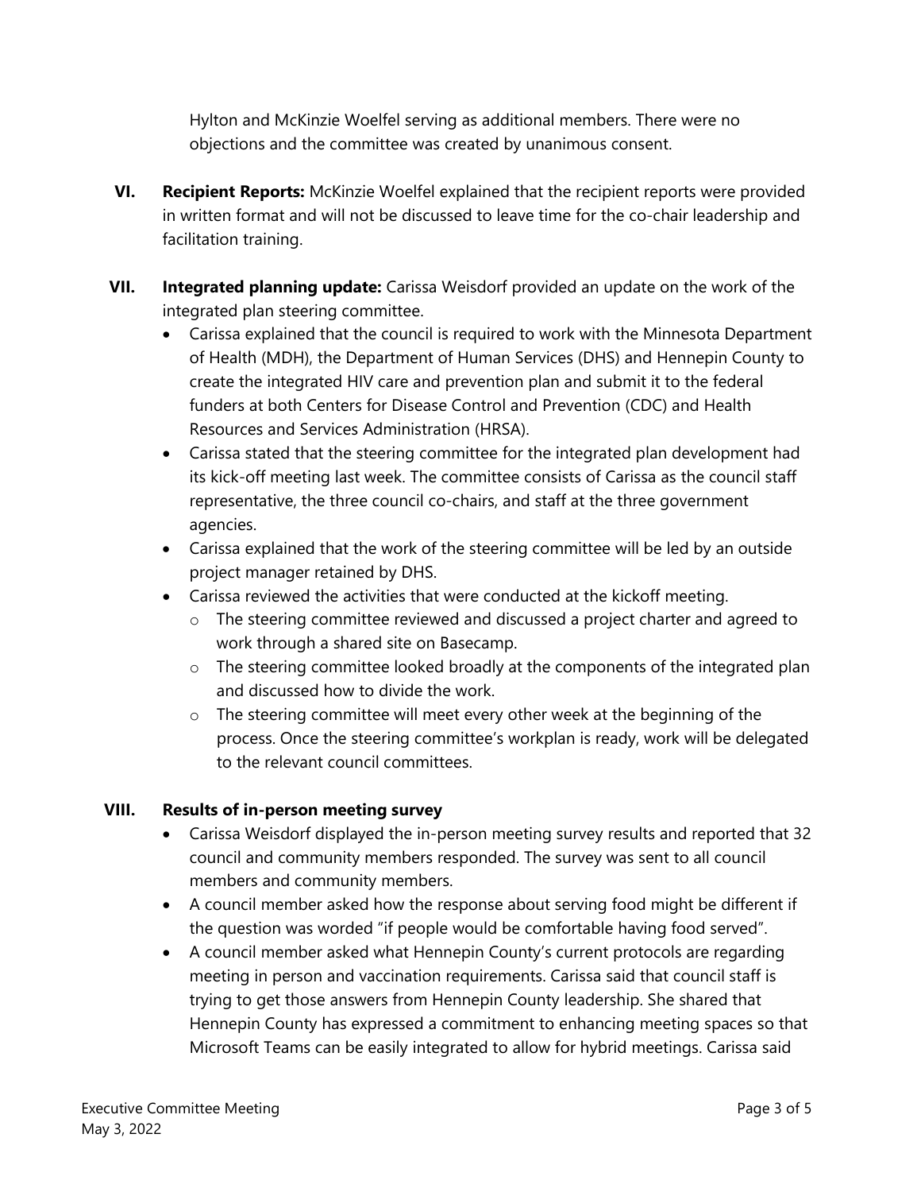Hylton and McKinzie Woelfel serving as additional members. There were no objections and the committee was created by unanimous consent.

**VI. Recipient Reports:** McKinzie Woelfel explained that the recipient reports were provided in written format and will not be discussed to leave time for the co-chair leadership and facilitation training.

**VII. Integrated planning update:** Carissa Weisdorf provided an update on the work of the integrated plan steering committee.

- Carissa explained that the council is required to work with the Minnesota Department of Health (MDH), the Department of Human Services (DHS) and Hennepin County to create the integrated HIV care and prevention plan and submit it to the federal funders at both Centers for Disease Control and Prevention (CDC) and Health Resources and Services Administration (HRSA).
- Carissa stated that the steering committee for the integrated plan development had its kick-off meeting last week. The committee consists of Carissa as the council staff representative, the three council co-chairs, and staff at the three government agencies.
- Carissa explained that the work of the steering committee will be led by an outside project manager retained by DHS.
- Carissa reviewed the activities that were conducted at the kickoff meeting.
  - The steering committee reviewed and discussed a project charter and agreed to work through a shared site on Basecamp.
  - The steering committee looked broadly at the components of the integrated plan and discussed how to divide the work.
  - The steering committee will meet every other week at the beginning of the process. Once the steering committee's workplan is ready, work will be delegated to the relevant council committees.

**VIII. Results of in-person meeting survey**

- Carissa Weisdorf displayed the in-person meeting survey results and reported that 32 council and community members responded. The survey was sent to all council members and community members.
- A council member asked how the response about serving food might be different if the question was worded "if people would be comfortable having food served".
- A council member asked what Hennepin County's current protocols are regarding meeting in person and vaccination requirements. Carissa said that council staff is trying to get those answers from Hennepin County leadership. She shared that Hennepin County has expressed a commitment to enhancing meeting spaces so that Microsoft Teams can be easily integrated to allow for hybrid meetings. Carissa said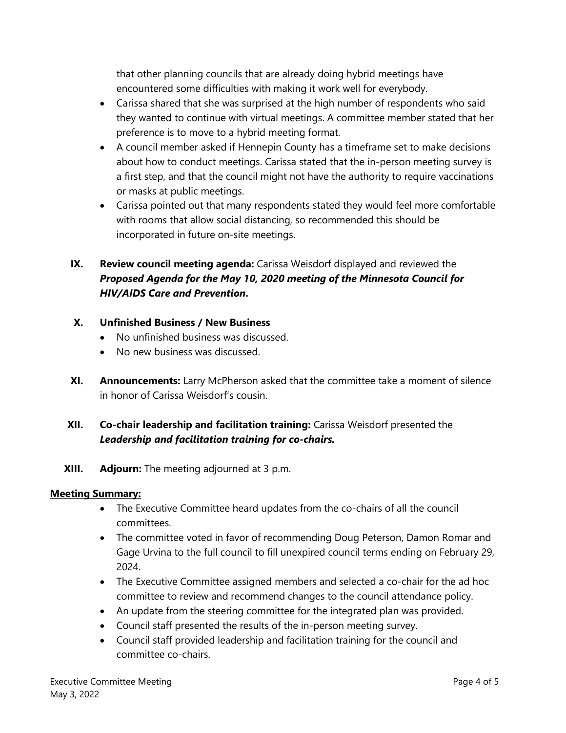that other planning councils that are already doing hybrid meetings have encountered some difficulties with making it work well for everybody.

- Carissa shared that she was surprised at the high number of respondents who said they wanted to continue with virtual meetings. A committee member stated that her preference is to move to a hybrid meeting format.
- A council member asked if Hennepin County has a timeframe set to make decisions about how to conduct meetings. Carissa stated that the in-person meeting survey is a first step, and that the council might not have the authority to require vaccinations or masks at public meetings.
- Carissa pointed out that many respondents stated they would feel more comfortable with rooms that allow social distancing, so recommended this should be incorporated in future on-site meetings.

**IX. Review council meeting agenda:** Carissa Weisdorf displayed and reviewed the ***Proposed Agenda for the May 10, 2020 meeting of the Minnesota Council for HIV/AIDS Care and Prevention*.**

**X. Unfinished Business / New Business**

- No unfinished business was discussed.
- No new business was discussed.

**XI. Announcements:** Larry McPherson asked that the committee take a moment of silence in honor of Carissa Weisdorf's cousin.

**XII. Co-chair leadership and facilitation training:** Carissa Weisdorf presented the ***Leadership and facilitation training for co-chairs.***

**XIII. Adjourn:** The meeting adjourned at 3 p.m.

**Meeting Summary:**

- The Executive Committee heard updates from the co-chairs of all the council committees.
- The committee voted in favor of recommending Doug Peterson, Damon Romar and Gage Urvina to the full council to fill unexpired council terms ending on February 29, 2024.
- The Executive Committee assigned members and selected a co-chair for the ad hoc committee to review and recommend changes to the council attendance policy.
- An update from the steering committee for the integrated plan was provided.
- Council staff presented the results of the in-person meeting survey.
- Council staff provided leadership and facilitation training for the council and committee co-chairs.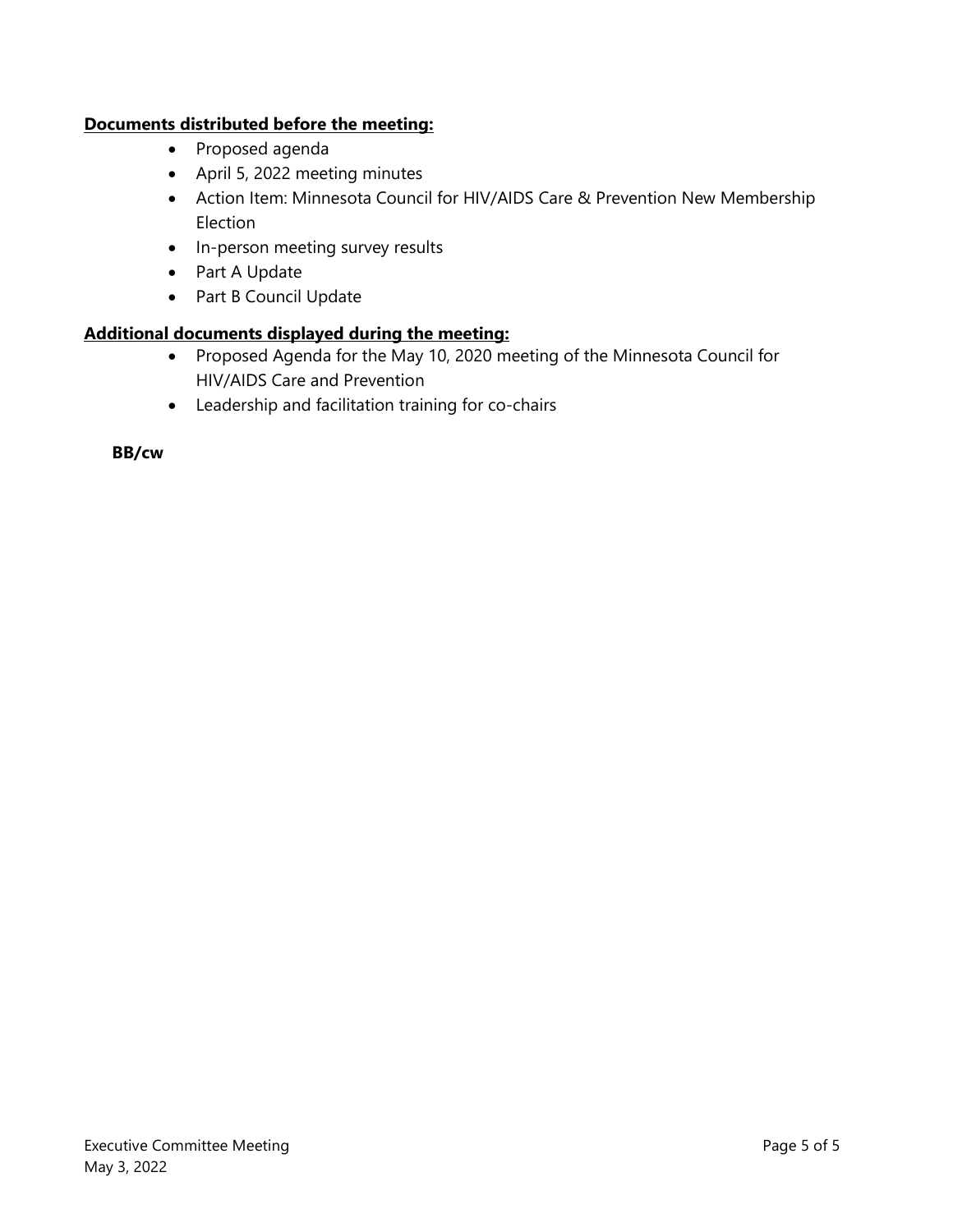**<u>Documents distributed before the meeting:</u>**

- Proposed agenda
- April 5, 2022 meeting minutes
- Action Item: Minnesota Council for HIV/AIDS Care & Prevention New Membership Election
- In-person meeting survey results
- Part A Update
- Part B Council Update

**<u>Additional documents displayed during the meeting:</u>**

- Proposed Agenda for the May 10, 2020 meeting of the Minnesota Council for HIV/AIDS Care and Prevention
- Leadership and facilitation training for co-chairs

**BB/cw**